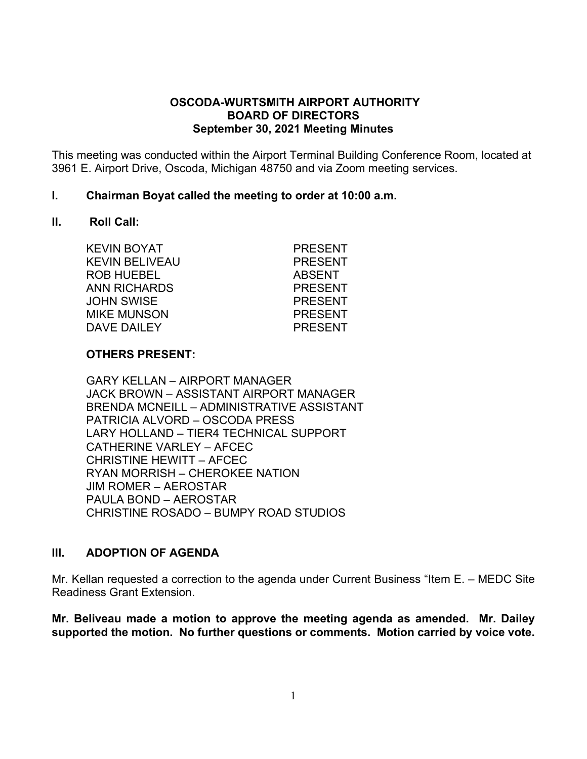**OSCODA-WURTSMITH AIRPORT AUTHORITY**
**BOARD OF DIRECTORS**
**September 30, 2021 Meeting Minutes**

This meeting was conducted within the Airport Terminal Building Conference Room, located at 3961 E. Airport Drive, Oscoda, Michigan 48750 and via Zoom meeting services.

## I. Chairman Boyat called the meeting to order at 10:00 a.m.

## II. Roll Call:

| | |
|---|---|
| KEVIN BOYAT | PRESENT |
| KEVIN BELIVEAU | PRESENT |
| ROB HUEBEL | ABSENT |
| ANN RICHARDS | PRESENT |
| JOHN SWISE | PRESENT |
| MIKE MUNSON | PRESENT |
| DAVE DAILEY | PRESENT |

**OTHERS PRESENT:**

GARY KELLAN – AIRPORT MANAGER
JACK BROWN – ASSISTANT AIRPORT MANAGER
BRENDA MCNEILL – ADMINISTRATIVE ASSISTANT
PATRICIA ALVORD – OSCODA PRESS
LARY HOLLAND – TIER4 TECHNICAL SUPPORT
CATHERINE VARLEY – AFCEC
CHRISTINE HEWITT – AFCEC
RYAN MORRISH – CHEROKEE NATION
JIM ROMER – AEROSTAR
PAULA BOND – AEROSTAR
CHRISTINE ROSADO – BUMPY ROAD STUDIOS

## III. ADOPTION OF AGENDA

Mr. Kellan requested a correction to the agenda under Current Business "Item E. – MEDC Site Readiness Grant Extension.

**Mr. Beliveau made a motion to approve the meeting agenda as amended. Mr. Dailey supported the motion. No further questions or comments. Motion carried by voice vote.**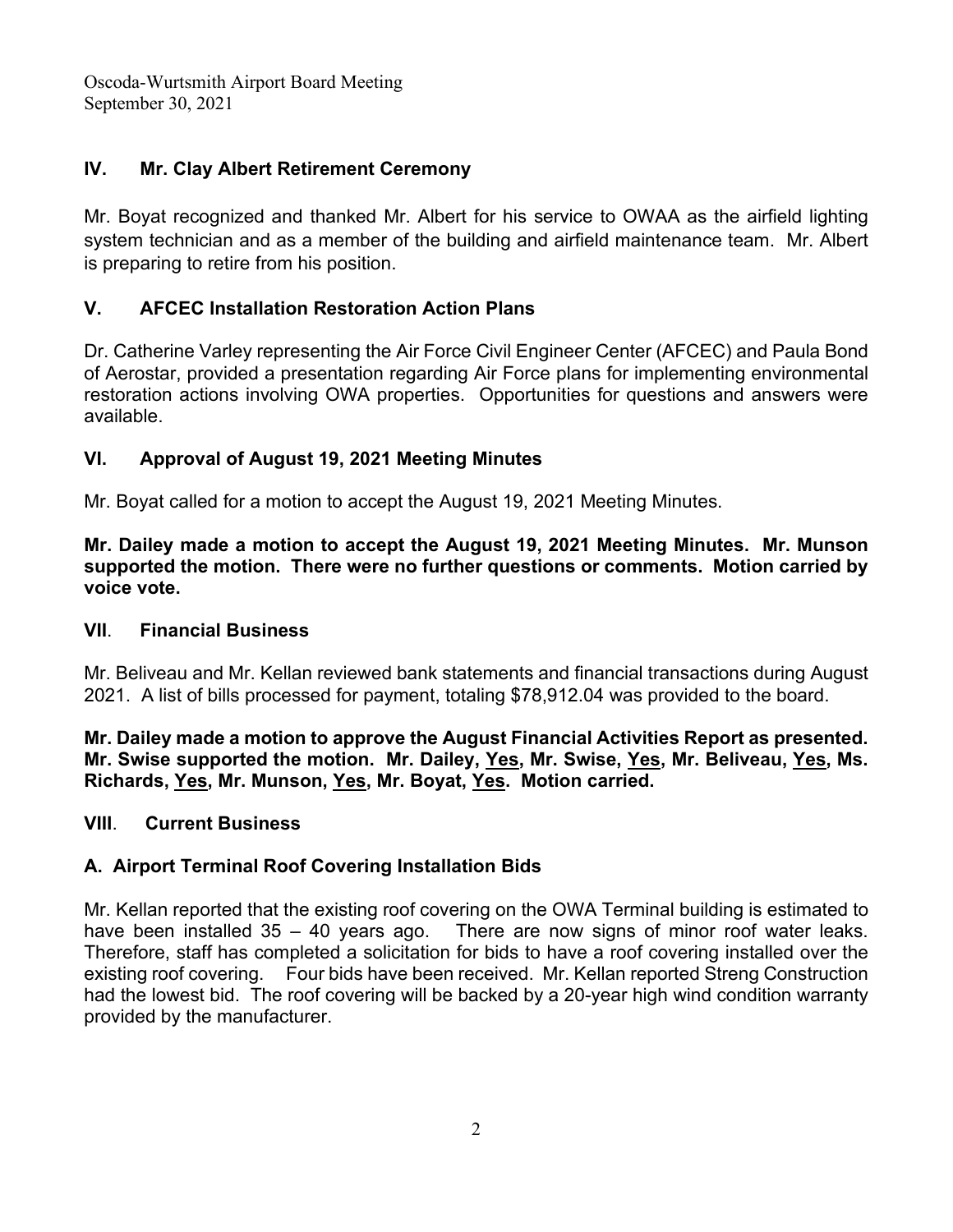## IV. Mr. Clay Albert Retirement Ceremony

Mr. Boyat recognized and thanked Mr. Albert for his service to OWAA as the airfield lighting system technician and as a member of the building and airfield maintenance team. Mr. Albert is preparing to retire from his position.

## V. AFCEC Installation Restoration Action Plans

Dr. Catherine Varley representing the Air Force Civil Engineer Center (AFCEC) and Paula Bond of Aerostar, provided a presentation regarding Air Force plans for implementing environmental restoration actions involving OWA properties. Opportunities for questions and answers were available.

## VI. Approval of August 19, 2021 Meeting Minutes

Mr. Boyat called for a motion to accept the August 19, 2021 Meeting Minutes.

**Mr. Dailey made a motion to accept the August 19, 2021 Meeting Minutes. Mr. Munson supported the motion. There were no further questions or comments. Motion carried by voice vote.**

## VII. Financial Business

Mr. Beliveau and Mr. Kellan reviewed bank statements and financial transactions during August 2021. A list of bills processed for payment, totaling $78,912.04 was provided to the board.

**Mr. Dailey made a motion to approve the August Financial Activities Report as presented. Mr. Swise supported the motion. Mr. Dailey, <u>Yes</u>, Mr. Swise, <u>Yes</u>, Mr. Beliveau, <u>Yes</u>, Ms. Richards, <u>Yes</u>, Mr. Munson, <u>Yes</u>, Mr. Boyat, <u>Yes</u>. Motion carried.**

## VIII. Current Business

### A. Airport Terminal Roof Covering Installation Bids

Mr. Kellan reported that the existing roof covering on the OWA Terminal building is estimated to have been installed 35 – 40 years ago. There are now signs of minor roof water leaks. Therefore, staff has completed a solicitation for bids to have a roof covering installed over the existing roof covering. Four bids have been received. Mr. Kellan reported Streng Construction had the lowest bid. The roof covering will be backed by a 20-year high wind condition warranty provided by the manufacturer.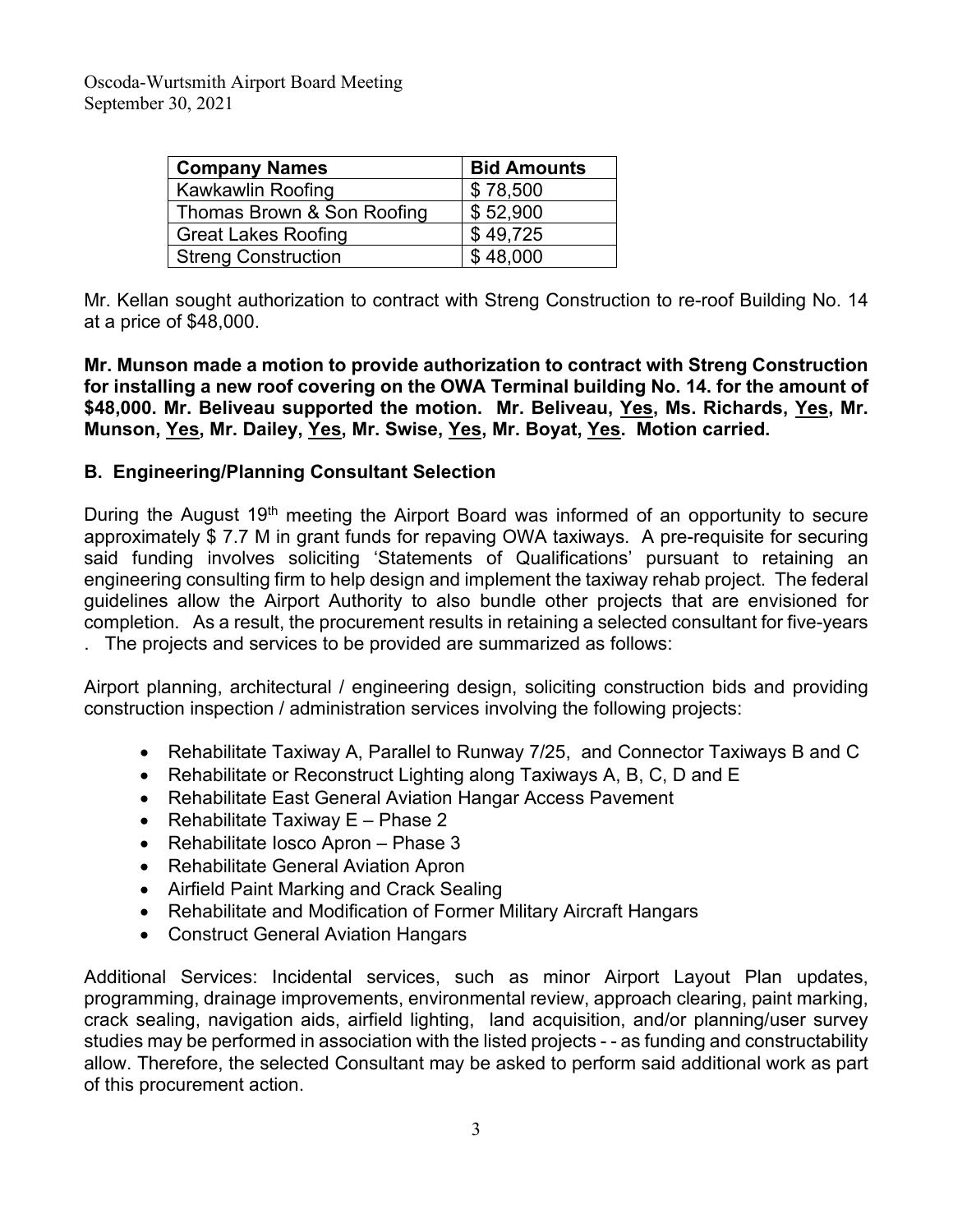| Company Names | Bid Amounts |
| --- | --- |
| Kawkawlin Roofing | $ 78,500 |
| Thomas Brown & Son Roofing | $ 52,900 |
| Great Lakes Roofing | $ 49,725 |
| Streng Construction | $ 48,000 |

Mr. Kellan sought authorization to contract with Streng Construction to re-roof Building No. 14 at a price of $48,000.

**Mr. Munson made a motion to provide authorization to contract with Streng Construction for installing a new roof covering on the OWA Terminal building No. 14. for the amount of $48,000. Mr. Beliveau supported the motion. Mr. Beliveau, <u>Yes</u>, Ms. Richards, <u>Yes</u>, Mr. Munson, <u>Yes</u>, Mr. Dailey, <u>Yes</u>, Mr. Swise, <u>Yes</u>, Mr. Boyat, <u>Yes</u>. Motion carried.**

## B. Engineering/Planning Consultant Selection

During the August 19th meeting the Airport Board was informed of an opportunity to secure approximately $ 7.7 M in grant funds for repaving OWA taxiways. A pre-requisite for securing said funding involves soliciting 'Statements of Qualifications' pursuant to retaining an engineering consulting firm to help design and implement the taxiway rehab project. The federal guidelines allow the Airport Authority to also bundle other projects that are envisioned for completion. As a result, the procurement results in retaining a selected consultant for five-years . The projects and services to be provided are summarized as follows:

Airport planning, architectural / engineering design, soliciting construction bids and providing construction inspection / administration services involving the following projects:

- Rehabilitate Taxiway A, Parallel to Runway 7/25, and Connector Taxiways B and C
- Rehabilitate or Reconstruct Lighting along Taxiways A, B, C, D and E
- Rehabilitate East General Aviation Hangar Access Pavement
- Rehabilitate Taxiway E – Phase 2
- Rehabilitate Iosco Apron – Phase 3
- Rehabilitate General Aviation Apron
- Airfield Paint Marking and Crack Sealing
- Rehabilitate and Modification of Former Military Aircraft Hangars
- Construct General Aviation Hangars

Additional Services: Incidental services, such as minor Airport Layout Plan updates, programming, drainage improvements, environmental review, approach clearing, paint marking, crack sealing, navigation aids, airfield lighting, land acquisition, and/or planning/user survey studies may be performed in association with the listed projects - - as funding and constructability allow. Therefore, the selected Consultant may be asked to perform said additional work as part of this procurement action.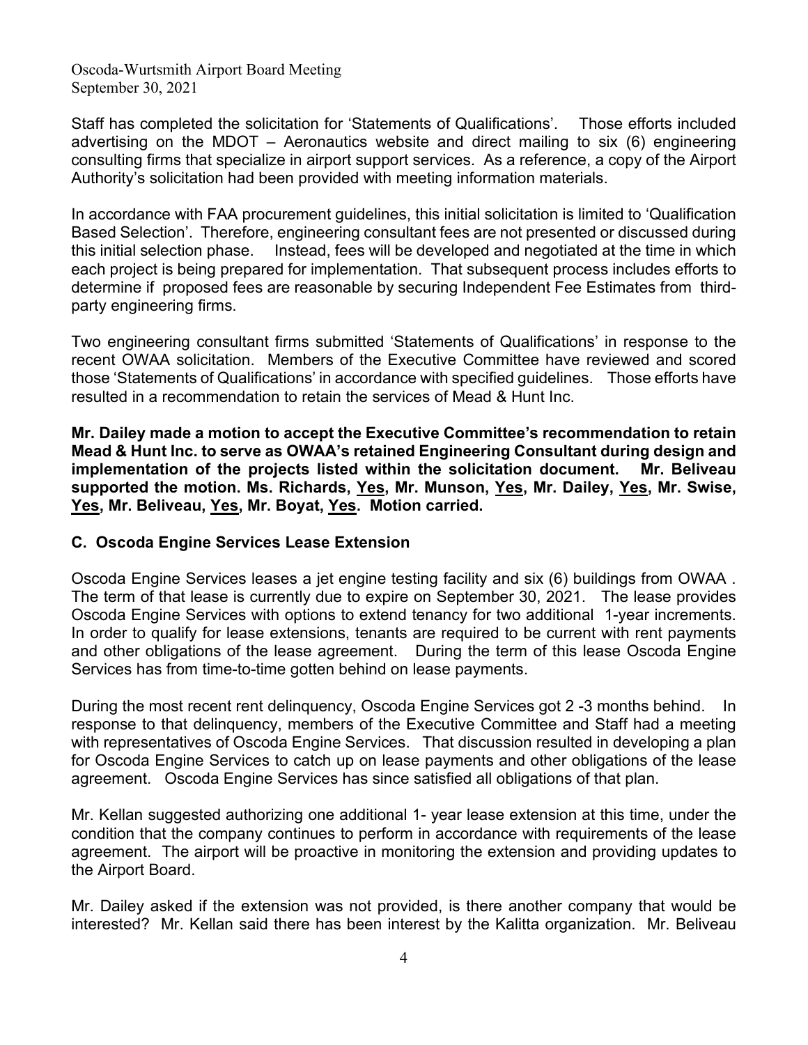Staff has completed the solicitation for 'Statements of Qualifications'. Those efforts included advertising on the MDOT – Aeronautics website and direct mailing to six (6) engineering consulting firms that specialize in airport support services. As a reference, a copy of the Airport Authority's solicitation had been provided with meeting information materials.

In accordance with FAA procurement guidelines, this initial solicitation is limited to 'Qualification Based Selection'. Therefore, engineering consultant fees are not presented or discussed during this initial selection phase. Instead, fees will be developed and negotiated at the time in which each project is being prepared for implementation. That subsequent process includes efforts to determine if proposed fees are reasonable by securing Independent Fee Estimates from third-party engineering firms.

Two engineering consultant firms submitted 'Statements of Qualifications' in response to the recent OWAA solicitation. Members of the Executive Committee have reviewed and scored those 'Statements of Qualifications' in accordance with specified guidelines. Those efforts have resulted in a recommendation to retain the services of Mead & Hunt Inc.

**Mr. Dailey made a motion to accept the Executive Committee's recommendation to retain Mead & Hunt Inc. to serve as OWAA's retained Engineering Consultant during design and implementation of the projects listed within the solicitation document. Mr. Beliveau supported the motion. Ms. Richards, <u>Yes</u>, Mr. Munson, <u>Yes</u>, Mr. Dailey, <u>Yes</u>, Mr. Swise, <u>Yes</u>, Mr. Beliveau, <u>Yes</u>, Mr. Boyat, <u>Yes</u>. Motion carried.**

### C. Oscoda Engine Services Lease Extension

Oscoda Engine Services leases a jet engine testing facility and six (6) buildings from OWAA . The term of that lease is currently due to expire on September 30, 2021. The lease provides Oscoda Engine Services with options to extend tenancy for two additional 1-year increments. In order to qualify for lease extensions, tenants are required to be current with rent payments and other obligations of the lease agreement. During the term of this lease Oscoda Engine Services has from time-to-time gotten behind on lease payments.

During the most recent rent delinquency, Oscoda Engine Services got 2 -3 months behind. In response to that delinquency, members of the Executive Committee and Staff had a meeting with representatives of Oscoda Engine Services. That discussion resulted in developing a plan for Oscoda Engine Services to catch up on lease payments and other obligations of the lease agreement. Oscoda Engine Services has since satisfied all obligations of that plan.

Mr. Kellan suggested authorizing one additional 1- year lease extension at this time, under the condition that the company continues to perform in accordance with requirements of the lease agreement. The airport will be proactive in monitoring the extension and providing updates to the Airport Board.

Mr. Dailey asked if the extension was not provided, is there another company that would be interested? Mr. Kellan said there has been interest by the Kalitta organization. Mr. Beliveau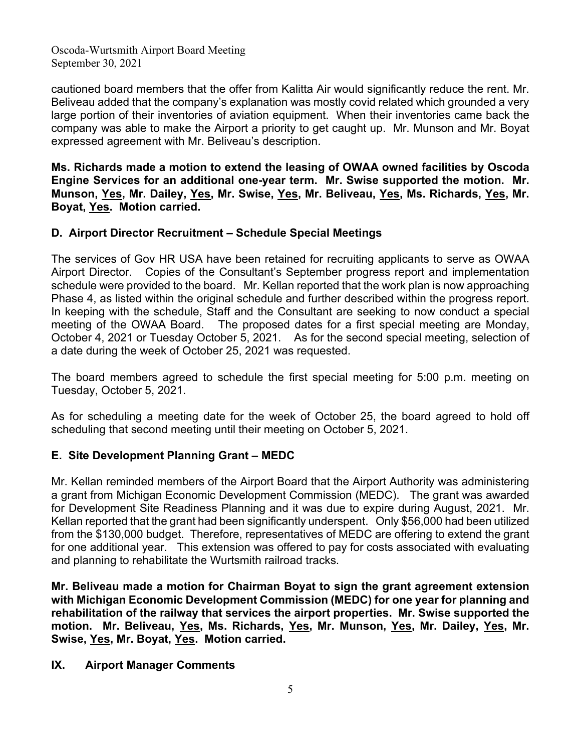cautioned board members that the offer from Kalitta Air would significantly reduce the rent. Mr. Beliveau added that the company's explanation was mostly covid related which grounded a very large portion of their inventories of aviation equipment. When their inventories came back the company was able to make the Airport a priority to get caught up. Mr. Munson and Mr. Boyat expressed agreement with Mr. Beliveau's description.

**Ms. Richards made a motion to extend the leasing of OWAA owned facilities by Oscoda Engine Services for an additional one-year term. Mr. Swise supported the motion. Mr. Munson, <u>Yes</u>, Mr. Dailey, <u>Yes</u>, Mr. Swise, <u>Yes</u>, Mr. Beliveau, <u>Yes</u>, Ms. Richards, <u>Yes</u>, Mr. Boyat, <u>Yes</u>. Motion carried.**

### D. Airport Director Recruitment – Schedule Special Meetings

The services of Gov HR USA have been retained for recruiting applicants to serve as OWAA Airport Director. Copies of the Consultant's September progress report and implementation schedule were provided to the board. Mr. Kellan reported that the work plan is now approaching Phase 4, as listed within the original schedule and further described within the progress report. In keeping with the schedule, Staff and the Consultant are seeking to now conduct a special meeting of the OWAA Board. The proposed dates for a first special meeting are Monday, October 4, 2021 or Tuesday October 5, 2021. As for the second special meeting, selection of a date during the week of October 25, 2021 was requested.

The board members agreed to schedule the first special meeting for 5:00 p.m. meeting on Tuesday, October 5, 2021.

As for scheduling a meeting date for the week of October 25, the board agreed to hold off scheduling that second meeting until their meeting on October 5, 2021.

### E. Site Development Planning Grant – MEDC

Mr. Kellan reminded members of the Airport Board that the Airport Authority was administering a grant from Michigan Economic Development Commission (MEDC). The grant was awarded for Development Site Readiness Planning and it was due to expire during August, 2021. Mr. Kellan reported that the grant had been significantly underspent. Only $56,000 had been utilized from the $130,000 budget. Therefore, representatives of MEDC are offering to extend the grant for one additional year. This extension was offered to pay for costs associated with evaluating and planning to rehabilitate the Wurtsmith railroad tracks.

**Mr. Beliveau made a motion for Chairman Boyat to sign the grant agreement extension with Michigan Economic Development Commission (MEDC) for one year for planning and rehabilitation of the railway that services the airport properties. Mr. Swise supported the motion. Mr. Beliveau, <u>Yes</u>, Ms. Richards, <u>Yes</u>, Mr. Munson, <u>Yes</u>, Mr. Dailey, <u>Yes</u>, Mr. Swise, <u>Yes</u>, Mr. Boyat, <u>Yes</u>. Motion carried.**

## IX. Airport Manager Comments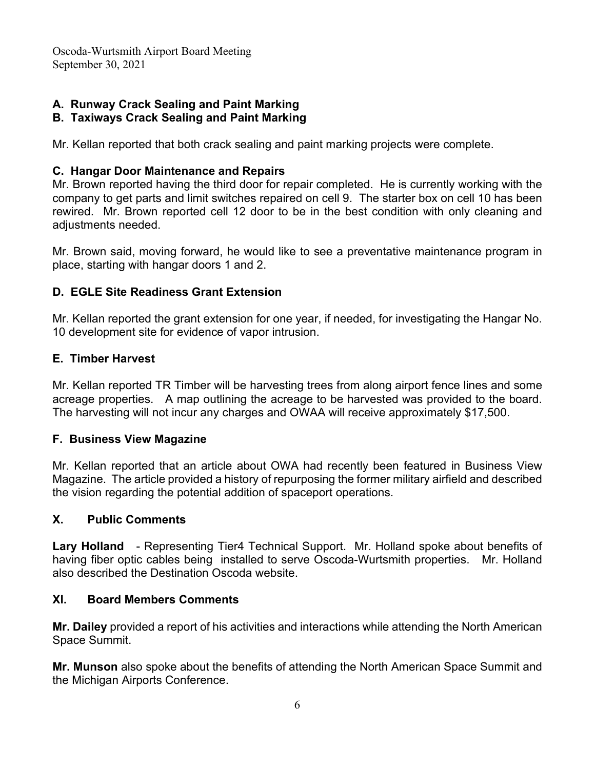### A. Runway Crack Sealing and Paint Marking
### B. Taxiways Crack Sealing and Paint Marking

Mr. Kellan reported that both crack sealing and paint marking projects were complete.

### C. Hangar Door Maintenance and Repairs

Mr. Brown reported having the third door for repair completed. He is currently working with the company to get parts and limit switches repaired on cell 9. The starter box on cell 10 has been rewired. Mr. Brown reported cell 12 door to be in the best condition with only cleaning and adjustments needed.

Mr. Brown said, moving forward, he would like to see a preventative maintenance program in place, starting with hangar doors 1 and 2.

### D. EGLE Site Readiness Grant Extension

Mr. Kellan reported the grant extension for one year, if needed, for investigating the Hangar No. 10 development site for evidence of vapor intrusion.

### E. Timber Harvest

Mr. Kellan reported TR Timber will be harvesting trees from along airport fence lines and some acreage properties. A map outlining the acreage to be harvested was provided to the board. The harvesting will not incur any charges and OWAA will receive approximately $17,500.

### F. Business View Magazine

Mr. Kellan reported that an article about OWA had recently been featured in Business View Magazine. The article provided a history of repurposing the former military airfield and described the vision regarding the potential addition of spaceport operations.

## X. Public Comments

**Lary Holland** - Representing Tier4 Technical Support. Mr. Holland spoke about benefits of having fiber optic cables being installed to serve Oscoda-Wurtsmith properties. Mr. Holland also described the Destination Oscoda website.

## XI. Board Members Comments

**Mr. Dailey** provided a report of his activities and interactions while attending the North American Space Summit.

**Mr. Munson** also spoke about the benefits of attending the North American Space Summit and the Michigan Airports Conference.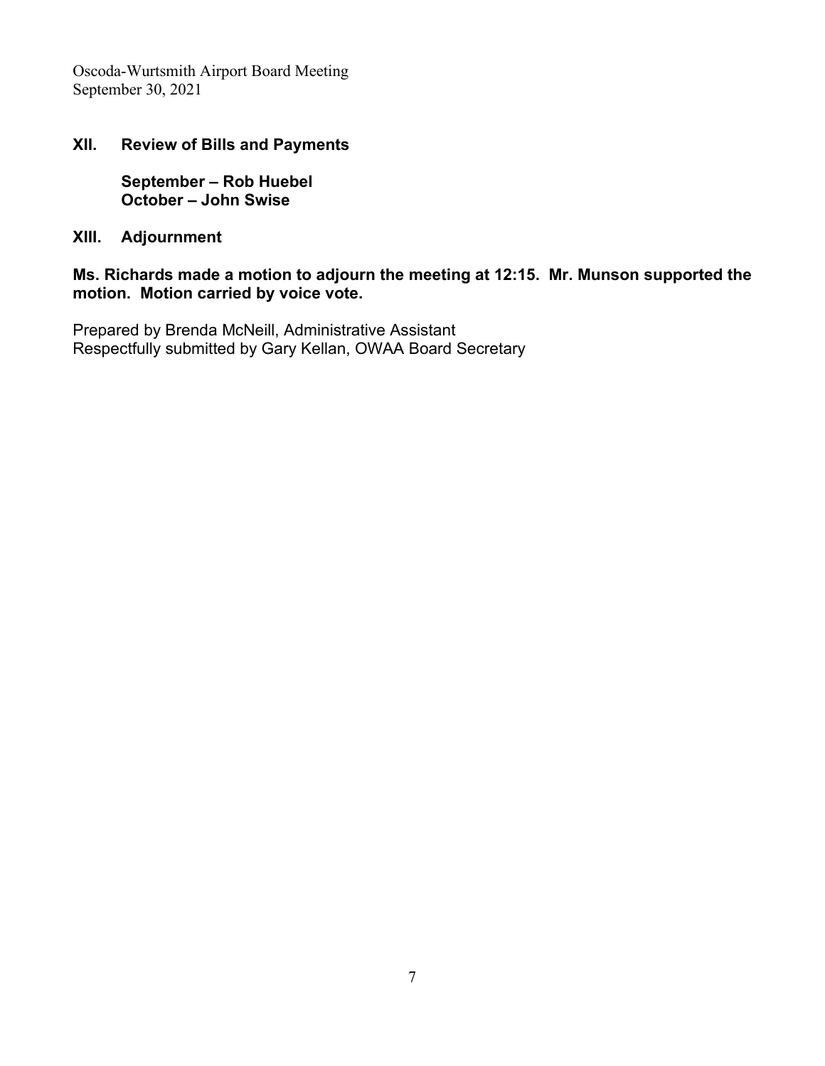## XII. Review of Bills and Payments

**September – Rob Huebel**
**October – John Swise**

## XIII. Adjournment

**Ms. Richards made a motion to adjourn the meeting at 12:15. Mr. Munson supported the motion. Motion carried by voice vote.**

Prepared by Brenda McNeill, Administrative Assistant
Respectfully submitted by Gary Kellan, OWAA Board Secretary